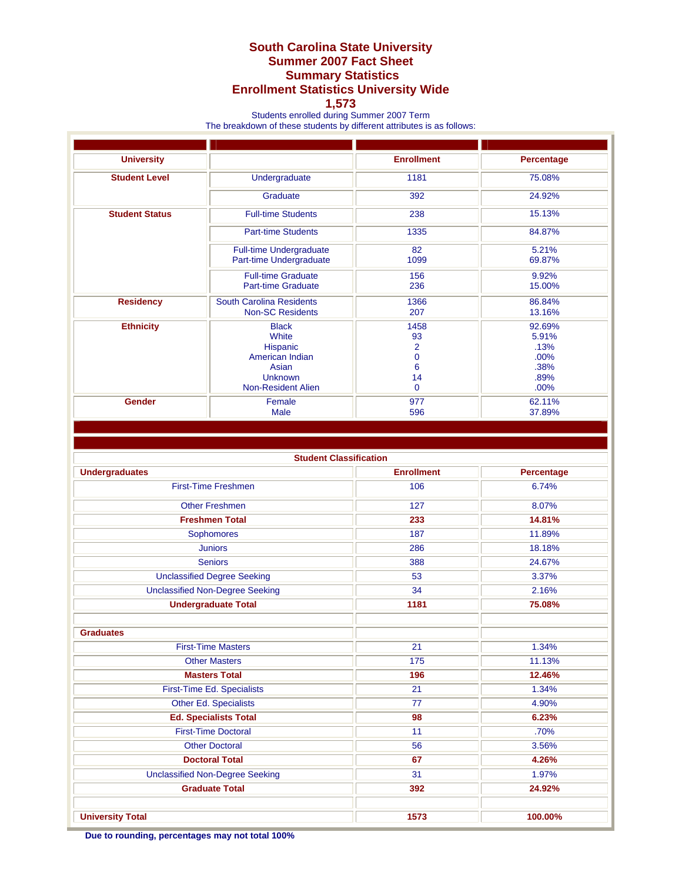# South Carolina State University
# Summer 2007 Fact Sheet
## Summary Statistics
## Enrollment Statistics University Wide
## 1,573

Students enrolled during Summer 2007 Term
The breakdown of these students by different attributes is as follows:

| University | | Enrollment | Percentage |
|---|---|---|---|
| **Student Level** | Undergraduate | 1181 | 75.08% |
| | Graduate | 392 | 24.92% |
| **Student Status** | Full-time Students | 238 | 15.13% |
| | Part-time Students | 1335 | 84.87% |
| | Full-time Undergraduate<br>Part-time Undergraduate | 82<br>1099 | 5.21%<br>69.87% |
| | Full-time Graduate<br>Part-time Graduate | 156<br>236 | 9.92%<br>15.00% |
| **Residency** | South Carolina Residents<br>Non-SC Residents | 1366<br>207 | 86.84%<br>13.16% |
| **Ethnicity** | Black<br>White<br>Hispanic<br>American Indian<br>Asian<br>Unknown<br>Non-Resident Alien | 1458<br>93<br>2<br>0<br>6<br>14<br>0 | 92.69%<br>5.91%<br>.13%<br>.00%<br>.38%<br>.89%<br>.00% |
| **Gender** | Female<br>Male | 977<br>596 | 62.11%<br>37.89% |

| Student Classification | | |
|---|---|---|
| **Undergraduates** | **Enrollment** | **Percentage** |
| First-Time Freshmen | 106 | 6.74% |
| Other Freshmen | 127 | 8.07% |
| **Freshmen Total** | **233** | **14.81%** |
| Sophomores | 187 | 11.89% |
| Juniors | 286 | 18.18% |
| Seniors | 388 | 24.67% |
| Unclassified Degree Seeking | 53 | 3.37% |
| Unclassified Non-Degree Seeking | 34 | 2.16% |
| **Undergraduate Total** | **1181** | **75.08%** |
| | | |
| **Graduates** | | |
| First-Time Masters | 21 | 1.34% |
| Other Masters | 175 | 11.13% |
| **Masters Total** | **196** | **12.46%** |
| First-Time Ed. Specialists | 21 | 1.34% |
| Other Ed. Specialists | 77 | 4.90% |
| **Ed. Specialists Total** | **98** | **6.23%** |
| First-Time Doctoral | 11 | .70% |
| Other Doctoral | 56 | 3.56% |
| **Doctoral Total** | **67** | **4.26%** |
| Unclassified Non-Degree Seeking | 31 | 1.97% |
| **Graduate Total** | **392** | **24.92%** |
| | | |
| **University Total** | **1573** | **100.00%** |

**Due to rounding, percentages may not total 100%**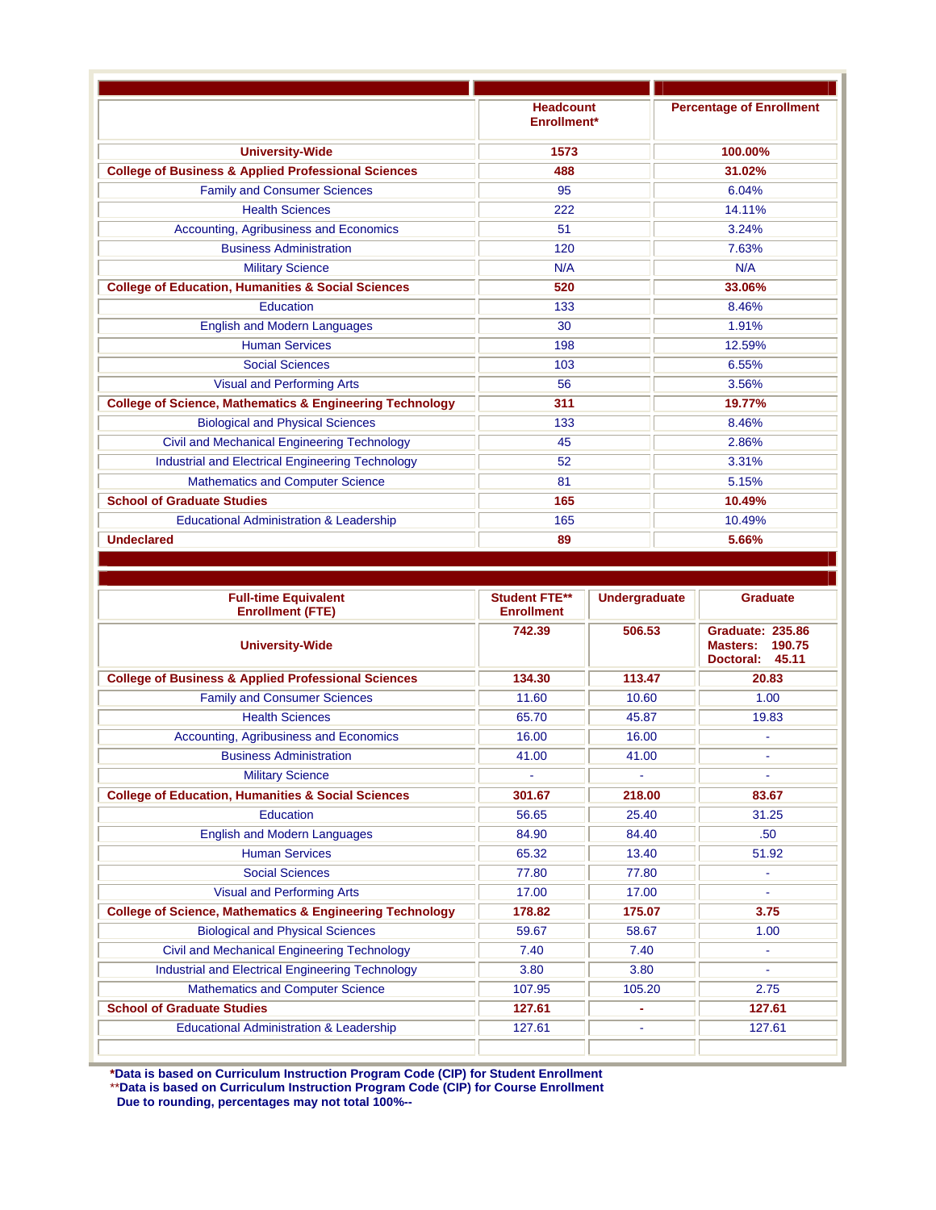| | Headcount Enrollment* | Percentage of Enrollment |
|---|---|---|
| **University-Wide** | **1573** | **100.00%** |
| **College of Business & Applied Professional Sciences** | **488** | **31.02%** |
| Family and Consumer Sciences | 95 | 6.04% |
| Health Sciences | 222 | 14.11% |
| Accounting, Agribusiness and Economics | 51 | 3.24% |
| Business Administration | 120 | 7.63% |
| Military Science | N/A | N/A |
| **College of Education, Humanities & Social Sciences** | **520** | **33.06%** |
| Education | 133 | 8.46% |
| English and Modern Languages | 30 | 1.91% |
| Human Services | 198 | 12.59% |
| Social Sciences | 103 | 6.55% |
| Visual and Performing Arts | 56 | 3.56% |
| **College of Science, Mathematics & Engineering Technology** | **311** | **19.77%** |
| Biological and Physical Sciences | 133 | 8.46% |
| Civil and Mechanical Engineering Technology | 45 | 2.86% |
| Industrial and Electrical Engineering Technology | 52 | 3.31% |
| Mathematics and Computer Science | 81 | 5.15% |
| **School of Graduate Studies** | **165** | **10.49%** |
| Educational Administration & Leadership | 165 | 10.49% |
| **Undeclared** | **89** | **5.66%** |

| Full-time Equivalent Enrollment (FTE) | Student FTE** Enrollment | Undergraduate | Graduate |
|---|---|---|---|
| **University-Wide** | **742.39** | **506.53** | **Graduate: 235.86 Masters: 190.75 Doctoral: 45.11** |
| **College of Business & Applied Professional Sciences** | **134.30** | **113.47** | **20.83** |
| Family and Consumer Sciences | 11.60 | 10.60 | 1.00 |
| Health Sciences | 65.70 | 45.87 | 19.83 |
| Accounting, Agribusiness and Economics | 16.00 | 16.00 | - |
| Business Administration | 41.00 | 41.00 | - |
| Military Science | - | - | - |
| **College of Education, Humanities & Social Sciences** | **301.67** | **218.00** | **83.67** |
| Education | 56.65 | 25.40 | 31.25 |
| English and Modern Languages | 84.90 | 84.40 | .50 |
| Human Services | 65.32 | 13.40 | 51.92 |
| Social Sciences | 77.80 | 77.80 | - |
| Visual and Performing Arts | 17.00 | 17.00 | - |
| **College of Science, Mathematics & Engineering Technology** | **178.82** | **175.07** | **3.75** |
| Biological and Physical Sciences | 59.67 | 58.67 | 1.00 |
| Civil and Mechanical Engineering Technology | 7.40 | 7.40 | - |
| Industrial and Electrical Engineering Technology | 3.80 | 3.80 | - |
| Mathematics and Computer Science | 107.95 | 105.20 | 2.75 |
| **School of Graduate Studies** | **127.61** | **-** | **127.61** |
| Educational Administration & Leadership | 127.61 | - | 127.61 |

**\*Data is based on Curriculum Instruction Program Code (CIP) for Student Enrollment**
**\*\*Data is based on Curriculum Instruction Program Code (CIP) for Course Enrollment**
**Due to rounding, percentages may not total 100%--**